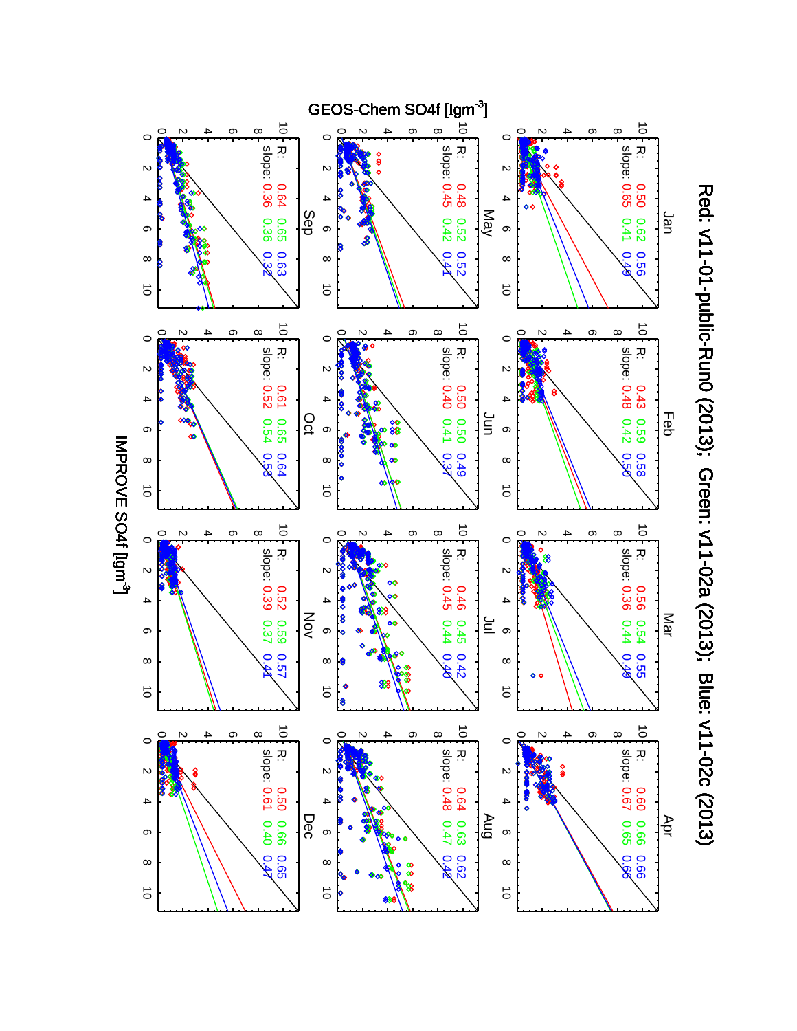# Red: v11-01-public-Run0 (2013); Green: v11-02a (2013); Blue: v11-02c (2013)

GEOS-Chem SO4f [lgm$^{-3}$]

IMPROVE SO4f [lgm$^{-3}$]

**Jan**
R: 0.50 0.62 0.56
slope: 0.65 0.41 0.49

**Feb**
R: 0.43 0.59 0.58
slope: 0.48 0.42 0.50

**Mar**
R: 0.56 0.54 0.55
slope: 0.36 0.44 0.49

**Apr**
R: 0.60 0.66 0.66
slope: 0.67 0.65 0.66

**May**
R: 0.48 0.52 0.52
slope: 0.45 0.42 0.41

**Jun**
R: 0.50 0.50 0.49
slope: 0.40 0.41 0.37

**Jul**
R: 0.46 0.45 0.42
slope: 0.45 0.44 0.40

**Aug**
R: 0.64 0.63 0.62
slope: 0.48 0.47 0.42

**Sep**
R: 0.64 0.65 0.63
slope: 0.36 0.36 0.32

**Oct**
R: 0.61 0.65 0.64
slope: 0.52 0.54 0.53

**Nov**
R: 0.52 0.59 0.57
slope: 0.39 0.37 0.41

**Dec**
R: 0.50 0.66 0.65
slope: 0.61 0.40 0.47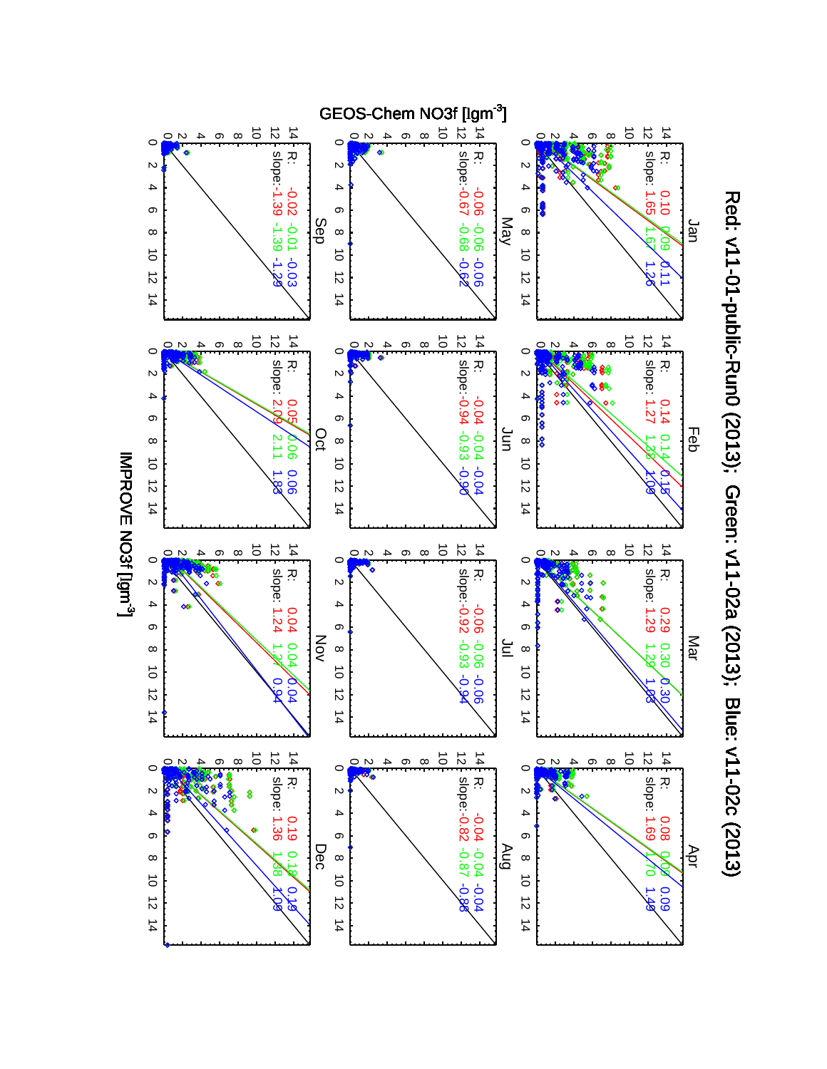# Red: v11-01-public-Run0 (2013); Green: v11-02a (2013); Blue: v11-02c (2013)

GEOS-Chem NO3f [μgm$^{-3}$] vs. IMPROVE NO3f [μgm$^{-3}$]

| Month | R (Red) | R (Green) | R (Blue) | slope (Red) | slope (Green) | slope (Blue) |
|---|---|---|---|---|---|---|
| Jan | 0.10 | 0.09 | 0.11 | 1.65 | 1.67 | 1.26 |
| Feb | 0.14 | 0.14 | 0.15 | 1.27 | 1.38 | 1.09 |
| Mar | 0.29 | 0.30 | 0.30 | 1.29 | 1.29 | 1.03 |
| Apr | 0.08 | 0.09 | 0.09 | 1.69 | 1.70 | 1.49 |
| May | -0.06 | -0.06 | -0.06 | -0.67 | -0.68 | -0.62 |
| Jun | -0.04 | -0.04 | -0.04 | -0.94 | -0.93 | -0.90 |
| Jul | -0.06 | -0.06 | -0.06 | -0.92 | -0.93 | -0.94 |
| Aug | -0.04 | -0.04 | -0.04 | -0.82 | -0.87 | -0.88 |
| Sep | -0.02 | -0.01 | -0.03 | -1.39 | -1.39 | -1.29 |
| Oct | 0.05 | 0.06 | 0.06 | 2.09 | 2.11 | 1.83 |
| Nov | 0.04 | 0.04 | 0.04 | 1.24 | 1.27 | 0.94 |
| Dec | 0.19 | 0.18 | 0.19 | 1.36 | 1.38 | 1.09 |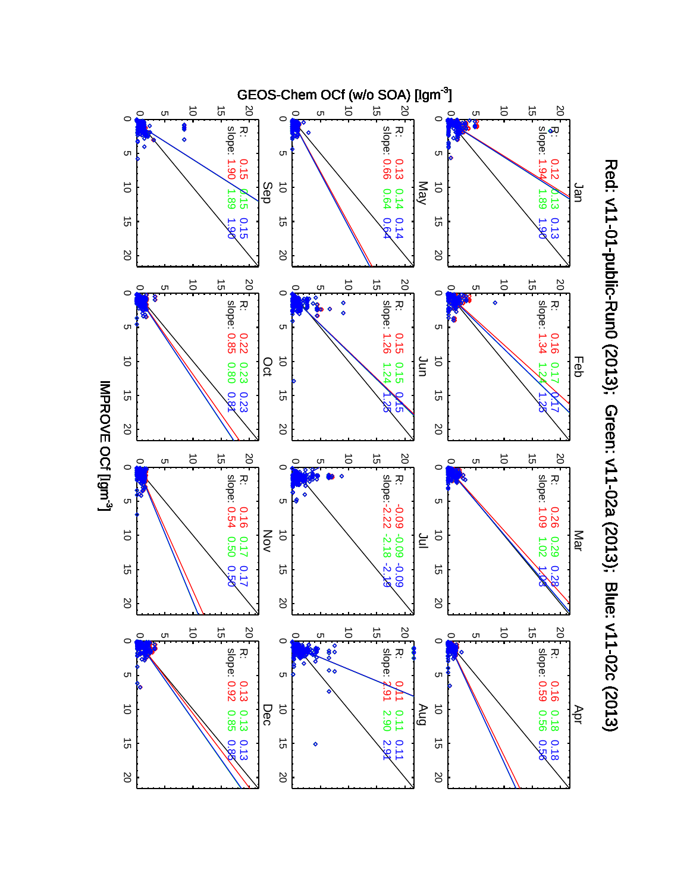**Red: v11-01-public-Run0 (2013); Green: v11-02a (2013); Blue: v11-02c (2013)**

GEOS-Chem OCf (w/o SOA) [lgm$^{-3}$] vs. IMPROVE OCf [lgm$^{-3}$]

| Month | R (Red) | R (Green) | R (Blue) | slope (Red) | slope (Green) | slope (Blue) |
|---|---|---|---|---|---|---|
| Jan | 0.12 | 0.13 | 0.13 | 1.94 | 1.89 | 1.90 |
| Feb | 0.16 | 0.17 | 0.17 | 1.34 | 1.24 | 1.25 |
| Mar | 0.26 | 0.29 | 0.28 | 1.09 | 1.02 | 1.03 |
| Apr | 0.16 | 0.18 | 0.18 | 0.59 | 0.56 | 0.56 |
| May | 0.13 | 0.14 | 0.14 | 0.66 | 0.64 | 0.64 |
| Jun | 0.15 | 0.15 | 0.15 | 1.26 | 1.24 | 1.25 |
| Jul | -0.09 | -0.09 | -0.09 | -2.22 | -2.18 | -2.19 |
| Aug | 0.11 | 0.11 | 0.11 | 2.91 | 2.90 | 2.91 |
| Sep | 0.15 | 0.15 | 0.15 | 1.90 | 1.89 | 1.90 |
| Oct | 0.22 | 0.23 | 0.23 | 0.85 | 0.80 | 0.81 |
| Nov | 0.16 | 0.17 | 0.17 | 0.54 | 0.50 | 0.50 |
| Dec | 0.13 | 0.13 | 0.13 | 0.92 | 0.85 | 0.85 |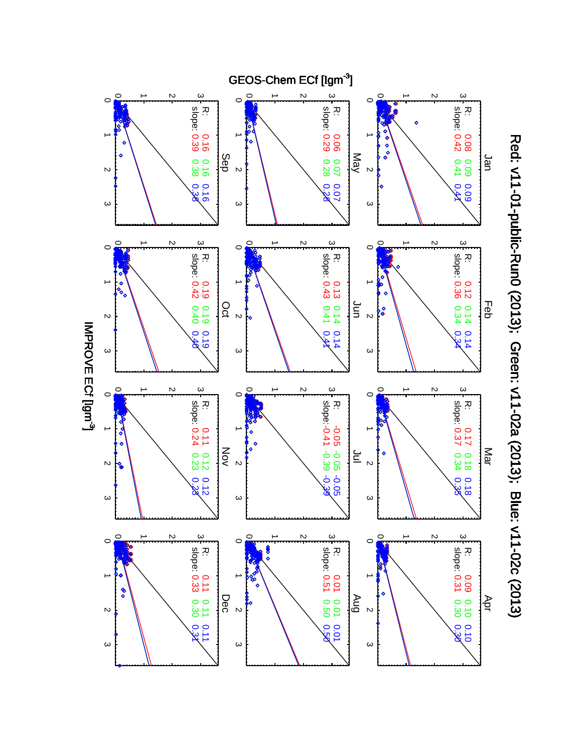Red: v11-01-public-Run0 (2013); Green: v11-02a (2013); Blue: v11-02c (2013)

| Month | R (Red) | R (Green) | R (Blue) | slope (Red) | slope (Green) | slope (Blue) |
| --- | --- | --- | --- | --- | --- | --- |
| Jan | 0.08 | 0.09 | 0.09 | 0.42 | 0.41 | 0.41 |
| Feb | 0.12 | 0.14 | 0.14 | 0.36 | 0.34 | 0.34 |
| Mar | 0.17 | 0.18 | 0.18 | 0.37 | 0.34 | 0.35 |
| Apr | 0.09 | 0.10 | 0.10 | 0.31 | 0.30 | 0.30 |
| May | 0.06 | 0.07 | 0.07 | 0.29 | 0.28 | 0.28 |
| Jun | 0.13 | 0.14 | 0.14 | 0.43 | 0.41 | 0.41 |
| Jul | -0.05 | -0.05 | -0.05 | -0.41 | -0.39 | -0.39 |
| Aug | 0.01 | 0.01 | 0.01 | 0.51 | 0.50 | 0.50 |
| Sep | 0.16 | 0.16 | 0.16 | 0.39 | 0.38 | 0.38 |
| Oct | 0.19 | 0.19 | 0.19 | 0.42 | 0.40 | 0.40 |
| Nov | 0.11 | 0.12 | 0.12 | 0.24 | 0.23 | 0.23 |
| Dec | 0.11 | 0.11 | 0.11 | 0.33 | 0.30 | 0.31 |

GEOS-Chem ECf [lgm$^{-3}$]

IMPROVE ECf [lgm$^{-3}$]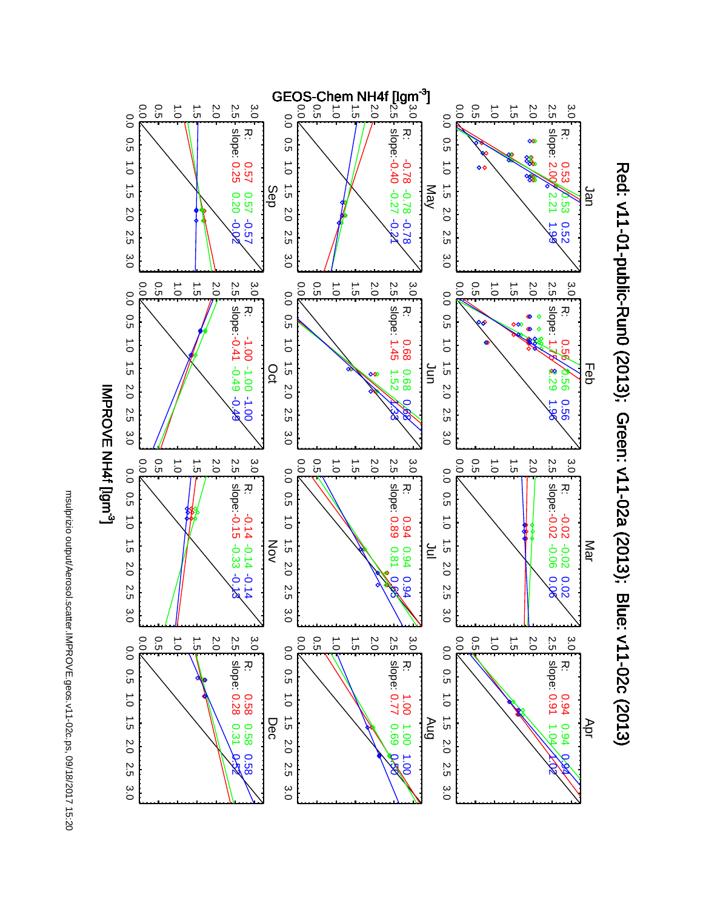Red: v11-01-public-Run0 (2013); Green: v11-02a (2013); Blue: v11-02c (2013)

GEOS-Chem NH4f [μgm$^{-3}$]

IMPROVE NH4f [μgm$^{-3}$]

Jan
R: 0.53 0.53 0.52
slope: 2.00 2.21 1.99

Feb
R: 0.56 0.56 0.56
slope: 1.75 2.29 1.96

Mar
R: -0.02 -0.02 0.02
slope: -0.02 -0.06 0.06

Apr
R: 0.94 0.94 0.94
slope: 0.91 1.04 1.02

May
R: -0.78 -0.78 -0.78
slope: -0.40 -0.27 -0.21

Jun
R: 0.68 0.68 0.68
slope: 1.45 1.52 1.33

Jul
R: 0.94 0.94 0.94
slope: 0.89 0.81 0.65

Aug
R: 1.00 1.00 1.00
slope: 0.77 0.69 0.50

Sep
R: 0.57 0.57 -0.57
slope: 0.25 0.20 -0.02

Oct
R: -1.00 -1.00 -1.00
slope: -0.41 -0.49 -0.49

Nov
R: -0.14 -0.14 -0.14
slope: -0.15 -0.33 -0.13

Dec
R: 0.58 0.58 0.58
slope: 0.28 0.31 0.52

msulprizio output/Aerosol.scatter.IMPROVE.geos.v11-02c.ps, 09/18/2017 15:20